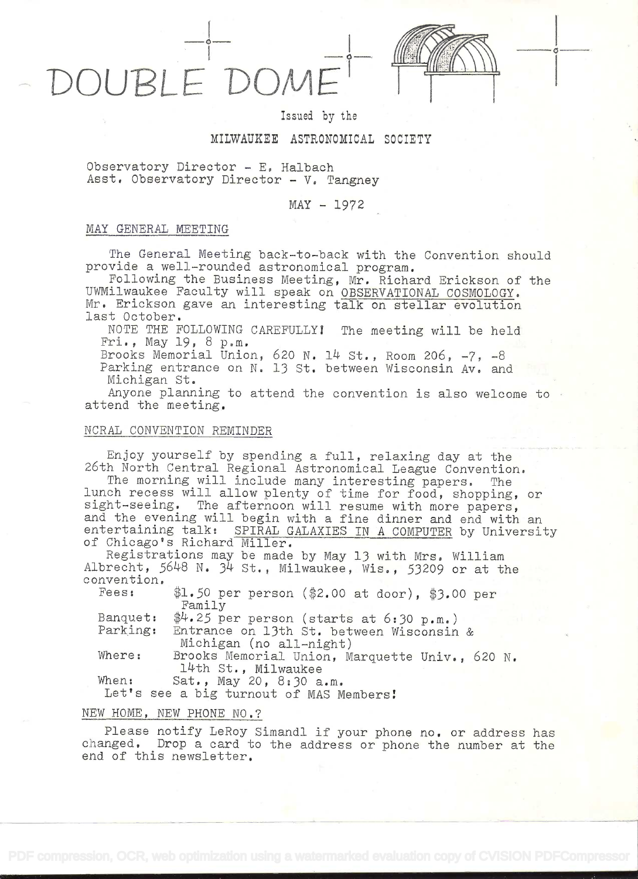# DOUBLE DOME

Issued by the

MILWAUKEE ASTRONOMICAL SOCIETY

Observatory Director - E. Halbach
Asst. Observatory Director - V. Tangney

MAY - 1972

## MAY GENERAL MEETING

The General Meeting back-to-back with the Convention should provide a well-rounded astronomical program.

Following the Business Meeting, Mr. Richard Erickson of the UWMilwaukee Faculty will speak on OBSERVATIONAL COSMOLOGY. Mr. Erickson gave an interesting talk on stellar evolution last October.

NOTE THE FOLLOWING CAREFULLY! The meeting will be held
Fri., May 19, 8 p.m.
Brooks Memorial Union, 620 N. 14 St., Room 206, -7, -8
Parking entrance on N. 13 St. between Wisconsin Av. and Michigan St.

Anyone planning to attend the convention is also welcome to attend the meeting.

## NCRAL CONVENTION REMINDER

Enjoy yourself by spending a full, relaxing day at the 26th North Central Regional Astronomical League Convention.

The morning will include many interesting papers. The lunch recess will allow plenty of time for food, shopping, or sight-seeing. The afternoon will resume with more papers, and the evening will begin with a fine dinner and end with an entertaining talk: SPIRAL GALAXIES IN A COMPUTER by University of Chicago's Richard Miller.

Registrations may be made by May 13 with Mrs. William Albrecht, 5648 N. 34 St., Milwaukee, Wis., 53209 or at the convention.

Fees: $1.50 per person ($2.00 at door), $3.00 per Family
Banquet: $4.25 per person (starts at 6:30 p.m.)
Parking: Entrance on 13th St. between Wisconsin & Michigan (no all-night)
Where: Brooks Memorial Union, Marquette Univ., 620 N. 14th St., Milwaukee
When: Sat., May 20, 8:30 a.m.

Let's see a big turnout of MAS Members!

## NEW HOME, NEW PHONE NO.?

Please notify LeRoy Simandl if your phone no. or address has changed. Drop a card to the address or phone the number at the end of this newsletter.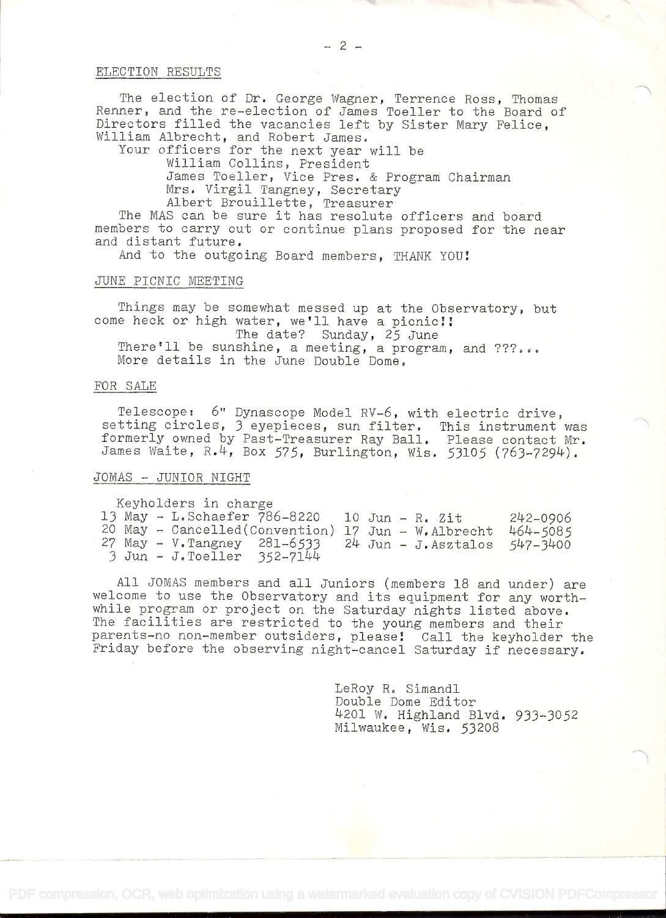## ELECTION RESULTS

The election of Dr. George Wagner, Terrence Ross, Thomas Renner, and the re-election of James Toeller to the Board of Directors filled the vacancies left by Sister Mary Felice, William Albrecht, and Robert James.

Your officers for the next year will be

William Collins, President
James Toeller, Vice Pres. & Program Chairman
Mrs. Virgil Tangney, Secretary
Albert Brouillette, Treasurer

The MAS can be sure it has resolute officers and board members to carry out or continue plans proposed for the near and distant future.

And to the outgoing Board members, THANK YOU!

## JUNE PICNIC MEETING

Things may be somewhat messed up at the Observatory, but come heck or high water, we'll have a picnic!!

The date? Sunday, 25 June

There'll be sunshine, a meeting, a program, and ???...

More details in the June Double Dome.

## FOR SALE

Telescope: 6" Dynascope Model RV-6, with electric drive, setting circles, 3 eyepieces, sun filter. This instrument was formerly owned by Past-Treasurer Ray Ball. Please contact Mr. James Waite, R.4, Box 575, Burlington, Wis. 53105 (763-7294).

## JOMAS - JUNIOR NIGHT

Keyholders in charge

| | | | | |
|---|---|---|---|---|
| 13 May - L.Schaefer | 786-8220 | | 10 Jun - R. Zit | 242-0906 |
| 20 May - Cancelled(Convention) | | | 17 Jun - W.Albrecht | 464-5085 |
| 27 May - V.Tangney | 281-6533 | | 24 Jun - J.Asztalos | 547-3400 |
| 3 Jun - J.Toeller | 352-7144 | | | |

All JOMAS members and all Juniors (members 18 and under) are welcome to use the Observatory and its equipment for any worthwhile program or project on the Saturday nights listed above. The facilities are restricted to the young members and their parents-no non-member outsiders, please! Call the keyholder the Friday before the observing night-cancel Saturday if necessary.

LeRoy R. Simandl
Double Dome Editor
4201 W. Highland Blvd. 933-3052
Milwaukee, Wis. 53208